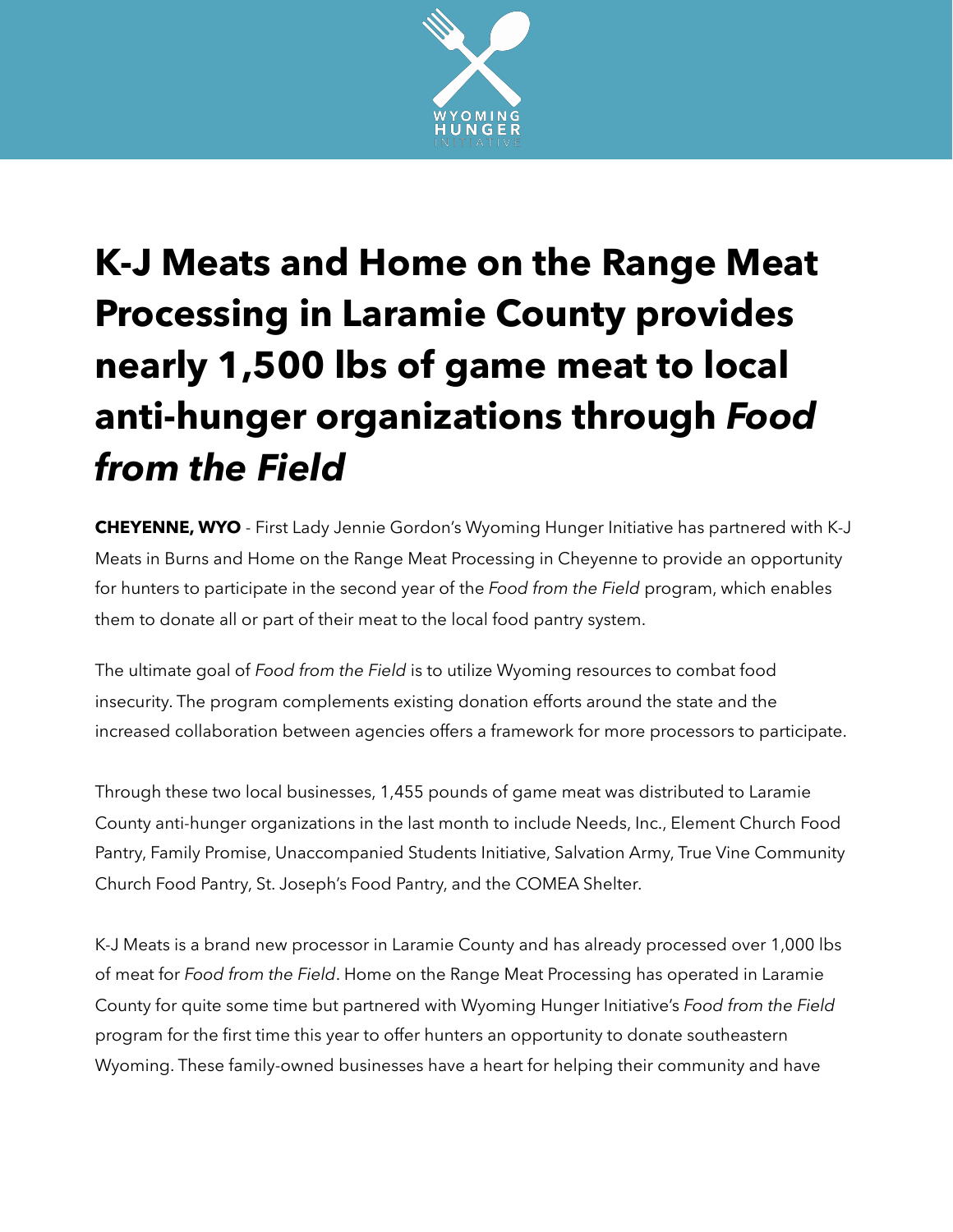# K-J Meats and Home on the Range Meat Processing in Laramie County provides nearly 1,500 lbs of game meat to local anti-hunger organizations through *Food from the Field*

**CHEYENNE, WYO** - First Lady Jennie Gordon's Wyoming Hunger Initiative has partnered with K-J Meats in Burns and Home on the Range Meat Processing in Cheyenne to provide an opportunity for hunters to participate in the second year of the *Food from the Field* program, which enables them to donate all or part of their meat to the local food pantry system.

The ultimate goal of *Food from the Field* is to utilize Wyoming resources to combat food insecurity. The program complements existing donation efforts around the state and the increased collaboration between agencies offers a framework for more processors to participate.

Through these two local businesses, 1,455 pounds of game meat was distributed to Laramie County anti-hunger organizations in the last month to include Needs, Inc., Element Church Food Pantry, Family Promise, Unaccompanied Students Initiative, Salvation Army, True Vine Community Church Food Pantry, St. Joseph's Food Pantry, and the COMEA Shelter.

K-J Meats is a brand new processor in Laramie County and has already processed over 1,000 lbs of meat for *Food from the Field*. Home on the Range Meat Processing has operated in Laramie County for quite some time but partnered with Wyoming Hunger Initiative's *Food from the Field* program for the first time this year to offer hunters an opportunity to donate southeastern Wyoming. These family-owned businesses have a heart for helping their community and have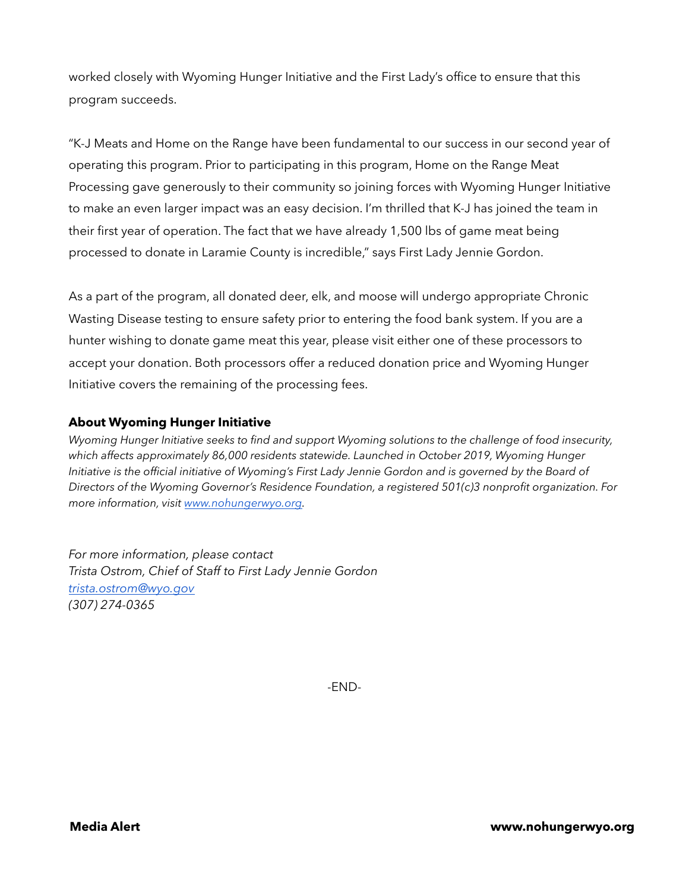worked closely with Wyoming Hunger Initiative and the First Lady's office to ensure that this program succeeds.

"K-J Meats and Home on the Range have been fundamental to our success in our second year of operating this program. Prior to participating in this program, Home on the Range Meat Processing gave generously to their community so joining forces with Wyoming Hunger Initiative to make an even larger impact was an easy decision. I'm thrilled that K-J has joined the team in their first year of operation. The fact that we have already 1,500 lbs of game meat being processed to donate in Laramie County is incredible," says First Lady Jennie Gordon.

As a part of the program, all donated deer, elk, and moose will undergo appropriate Chronic Wasting Disease testing to ensure safety prior to entering the food bank system. If you are a hunter wishing to donate game meat this year, please visit either one of these processors to accept your donation. Both processors offer a reduced donation price and Wyoming Hunger Initiative covers the remaining of the processing fees.

**About Wyoming Hunger Initiative**

*Wyoming Hunger Initiative seeks to find and support Wyoming solutions to the challenge of food insecurity, which affects approximately 86,000 residents statewide. Launched in October 2019, Wyoming Hunger Initiative is the official initiative of Wyoming's First Lady Jennie Gordon and is governed by the Board of Directors of the Wyoming Governor's Residence Foundation, a registered 501(c)3 nonprofit organization. For more information, visit [www.nohungerwyo.org](www.nohungerwyo.org).*

*For more information, please contact*
*Trista Ostrom, Chief of Staff to First Lady Jennie Gordon*
*[trista.ostrom@wyo.gov](mailto:trista.ostrom@wyo.gov)*
*(307) 274-0365*

-END-